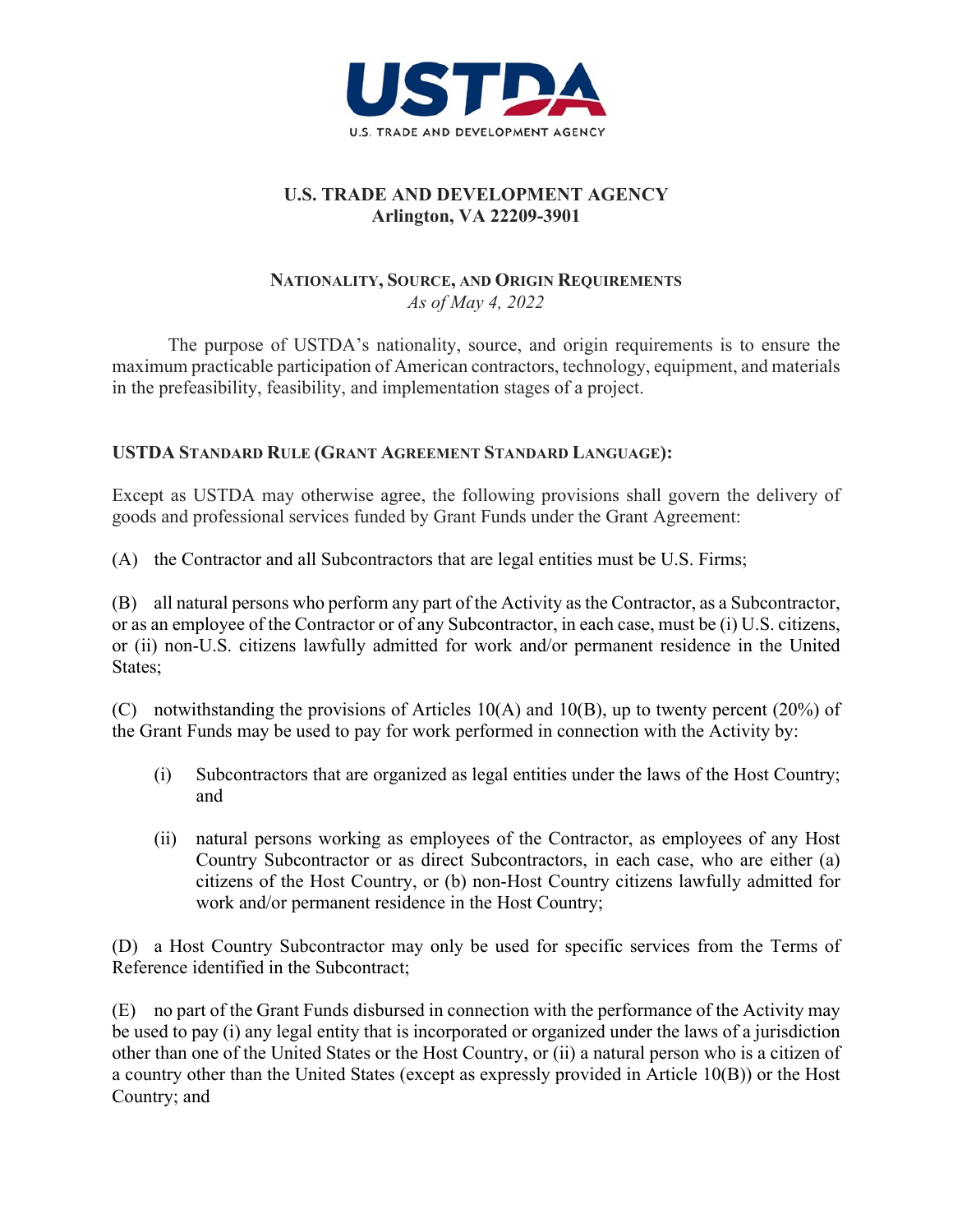USTDA

U.S. TRADE AND DEVELOPMENT AGENCY

# U.S. TRADE AND DEVELOPMENT AGENCY
**Arlington, VA 22209-3901**

## NATIONALITY, SOURCE, AND ORIGIN REQUIREMENTS
*As of May 4, 2022*

The purpose of USTDA's nationality, source, and origin requirements is to ensure the maximum practicable participation of American contractors, technology, equipment, and materials in the prefeasibility, feasibility, and implementation stages of a project.

### USTDA STANDARD RULE (GRANT AGREEMENT STANDARD LANGUAGE):

Except as USTDA may otherwise agree, the following provisions shall govern the delivery of goods and professional services funded by Grant Funds under the Grant Agreement:

(A) the Contractor and all Subcontractors that are legal entities must be U.S. Firms;

(B) all natural persons who perform any part of the Activity as the Contractor, as a Subcontractor, or as an employee of the Contractor or of any Subcontractor, in each case, must be (i) U.S. citizens, or (ii) non-U.S. citizens lawfully admitted for work and/or permanent residence in the United States;

(C) notwithstanding the provisions of Articles 10(A) and 10(B), up to twenty percent (20%) of the Grant Funds may be used to pay for work performed in connection with the Activity by:

- (i) Subcontractors that are organized as legal entities under the laws of the Host Country; and
- (ii) natural persons working as employees of the Contractor, as employees of any Host Country Subcontractor or as direct Subcontractors, in each case, who are either (a) citizens of the Host Country, or (b) non-Host Country citizens lawfully admitted for work and/or permanent residence in the Host Country;

(D) a Host Country Subcontractor may only be used for specific services from the Terms of Reference identified in the Subcontract;

(E) no part of the Grant Funds disbursed in connection with the performance of the Activity may be used to pay (i) any legal entity that is incorporated or organized under the laws of a jurisdiction other than one of the United States or the Host Country, or (ii) a natural person who is a citizen of a country other than the United States (except as expressly provided in Article 10(B)) or the Host Country; and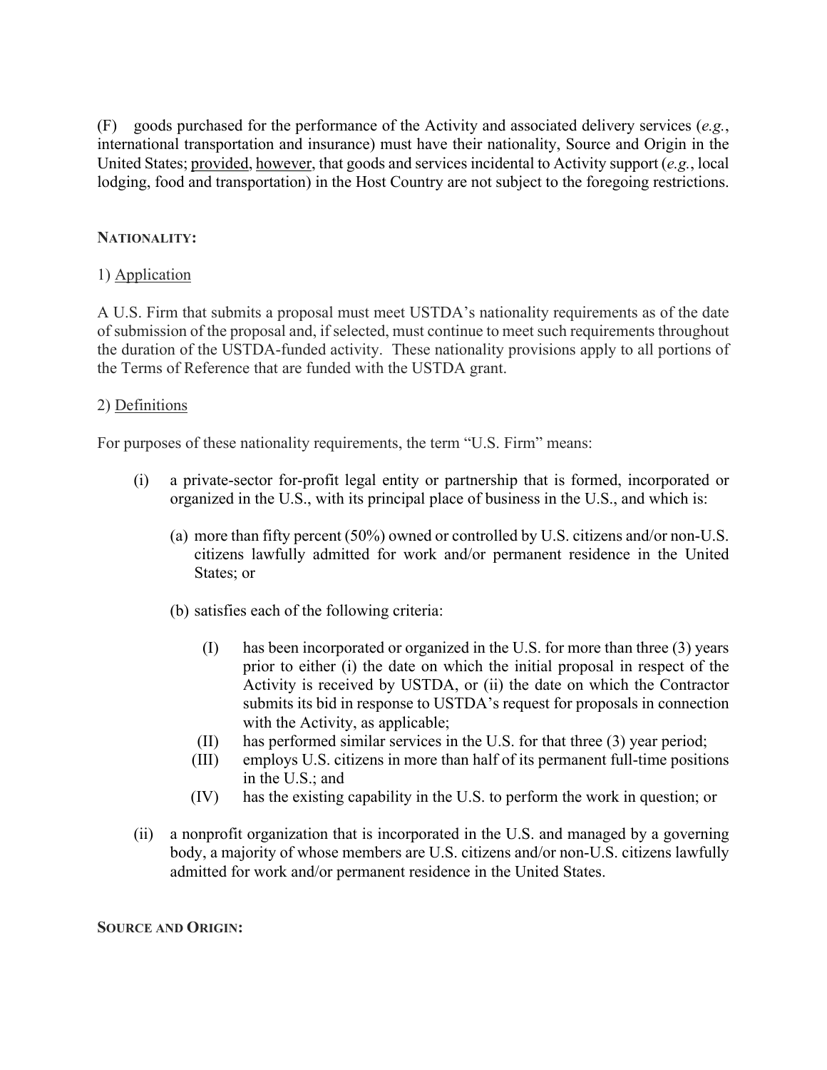(F) goods purchased for the performance of the Activity and associated delivery services (*e.g.*, international transportation and insurance) must have their nationality, Source and Origin in the United States; provided, however, that goods and services incidental to Activity support (*e.g.*, local lodging, food and transportation) in the Host Country are not subject to the foregoing restrictions.

**NATIONALITY:**

1) Application

A U.S. Firm that submits a proposal must meet USTDA's nationality requirements as of the date of submission of the proposal and, if selected, must continue to meet such requirements throughout the duration of the USTDA-funded activity. These nationality provisions apply to all portions of the Terms of Reference that are funded with the USTDA grant.

2) Definitions

For purposes of these nationality requirements, the term "U.S. Firm" means:

(i) a private-sector for-profit legal entity or partnership that is formed, incorporated or organized in the U.S., with its principal place of business in the U.S., and which is:

   (a) more than fifty percent (50%) owned or controlled by U.S. citizens and/or non-U.S. citizens lawfully admitted for work and/or permanent residence in the United States; or

   (b) satisfies each of the following criteria:

      (I) has been incorporated or organized in the U.S. for more than three (3) years prior to either (i) the date on which the initial proposal in respect of the Activity is received by USTDA, or (ii) the date on which the Contractor submits its bid in response to USTDA's request for proposals in connection with the Activity, as applicable;

      (II) has performed similar services in the U.S. for that three (3) year period;

      (III) employs U.S. citizens in more than half of its permanent full-time positions in the U.S.; and

      (IV) has the existing capability in the U.S. to perform the work in question; or

(ii) a nonprofit organization that is incorporated in the U.S. and managed by a governing body, a majority of whose members are U.S. citizens and/or non-U.S. citizens lawfully admitted for work and/or permanent residence in the United States.

**SOURCE AND ORIGIN:**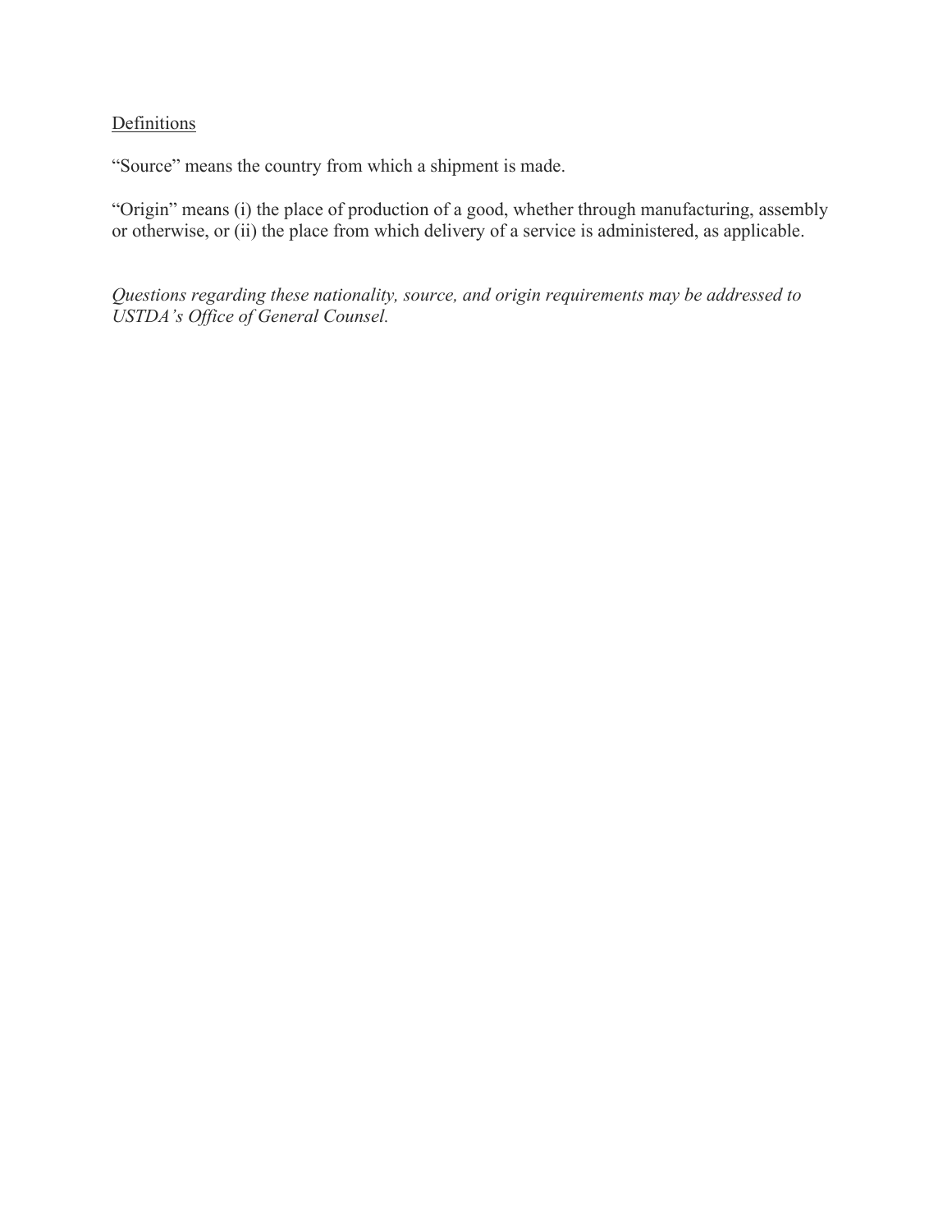Definitions

"Source" means the country from which a shipment is made.

"Origin" means (i) the place of production of a good, whether through manufacturing, assembly or otherwise, or (ii) the place from which delivery of a service is administered, as applicable.

*Questions regarding these nationality, source, and origin requirements may be addressed to USTDA's Office of General Counsel.*